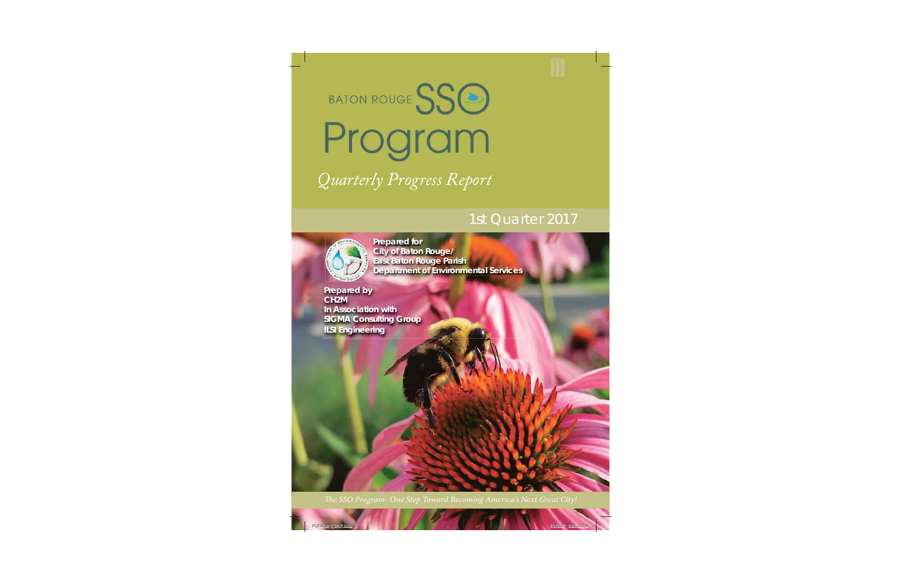# BATON ROUGE SSO Program

*Quarterly Progress Report*

## 1st Quarter 2017

**Prepared for**
**City of Baton Rouge/**
**East Baton Rouge Parish**
**Department of Environmental Services**

**Prepared by**
**CH2M**
**In Association with**
**SIGMA Consulting Group**
**ILSI Engineering**

*The SSO Program- One Step Toward Becoming America's Next Great City!*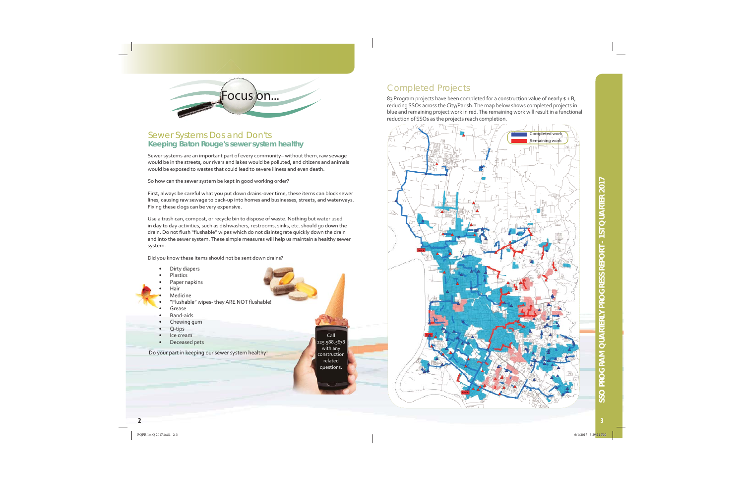Focus on...

## Sewer Systems Dos and Don'ts

### Keeping Baton Rouge's sewer system healthy

Sewer systems are an important part of every community– without them, raw sewage would be in the streets, our rivers and lakes would be polluted, and citizens and animals would be exposed to wastes that could lead to severe illness and even death.

So how can the sewer system be kept in good working order?

First, always be careful what you put down drains-over time, these items can block sewer lines, causing raw sewage to back-up into homes and businesses, streets, and waterways. Fixing these clogs can be very expensive.

Use a trash can, compost, or recycle bin to dispose of waste. Nothing but water used in day to day activities, such as dishwashers, restrooms, sinks, etc. should go down the drain. Do not flush "flushable" wipes which do not disintegrate quickly down the drain and into the sewer system. These simple measures will help us maintain a healthy sewer system.

Did you know these items should not be sent down drains?

- Dirty diapers
- Plastics
- Paper napkins
- Hair
- Medicine
- "Flushable" wipes- they ARE NOT flushable!
- Grease
- Band-aids
- Chewing gum
- Q-tips
- Ice cream
- Deceased pets

Do your part in keeping our sewer system healthy!

Call 225.588.5678 with any construction related questions.

## Completed Projects

83 Program projects have been completed for a construction value of nearly $ 1 B, reducing SSOs across the City/Parish. The map below shows completed projects in blue and remaining project work in red. The remaining work will result in a functional reduction of SSOs as the projects reach completion.

Completed work
Remaining work

SSO PROGRAM QUARTERLY PROGRESS REPORT - 1ST QUARTER 2017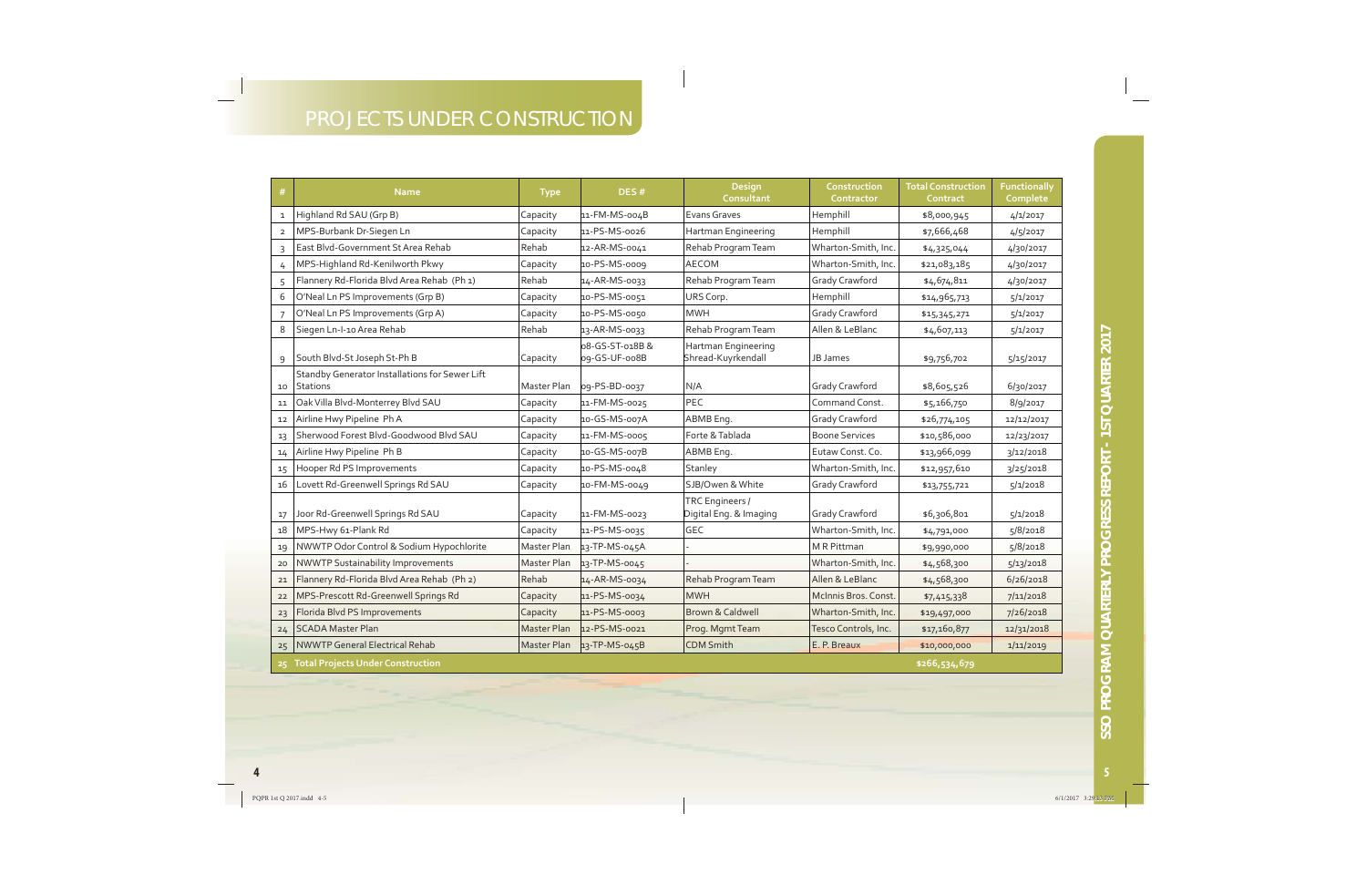# PROJECTS UNDER CONSTRUCTION

| # | Name | Type | DES # | Design Consultant | Construction Contractor | Total Construction Contract | Functionally Complete |
|---|---|---|---|---|---|---|---|
| 1 | Highland Rd SAU (Grp B) | Capacity | 11-FM-MS-004B | Evans Graves | Hemphill | $8,000,945 | 4/1/2017 |
| 2 | MPS-Burbank Dr-Siegen Ln | Capacity | 11-PS-MS-0026 | Hartman Engineering | Hemphill | $7,666,468 | 4/5/2017 |
| 3 | East Blvd-Government St Area Rehab | Rehab | 12-AR-MS-0041 | Rehab Program Team | Wharton-Smith, Inc. | $4,325,044 | 4/30/2017 |
| 4 | MPS-Highland Rd-Kenilworth Pkwy | Capacity | 10-PS-MS-0009 | AECOM | Wharton-Smith, Inc. | $21,083,185 | 4/30/2017 |
| 5 | Flannery Rd-Florida Blvd Area Rehab (Ph 1) | Rehab | 14-AR-MS-0033 | Rehab Program Team | Grady Crawford | $4,674,811 | 4/30/2017 |
| 6 | O'Neal Ln PS Improvements (Grp B) | Capacity | 10-PS-MS-0051 | URS Corp. | Hemphill | $14,965,713 | 5/1/2017 |
| 7 | O'Neal Ln PS Improvements (Grp A) | Capacity | 10-PS-MS-0050 | MWH | Grady Crawford | $15,345,271 | 5/1/2017 |
| 8 | Siegen Ln-I-10 Area Rehab | Rehab | 13-AR-MS-0033 | Rehab Program Team | Allen & LeBlanc | $4,607,113 | 5/1/2017 |
| 9 | South Blvd-St Joseph St-Ph B | Capacity | 08-GS-ST-018B & 09-GS-UF-008B | Hartman Engineering Shread-Kuyrkendall | JB James | $9,756,702 | 5/15/2017 |
| 10 | Standby Generator Installations for Sewer Lift Stations | Master Plan | 09-PS-BD-0037 | N/A | Grady Crawford | $8,605,526 | 6/30/2017 |
| 11 | Oak Villa Blvd-Monterrey Blvd SAU | Capacity | 11-FM-MS-0025 | PEC | Command Const. | $5,166,750 | 8/9/2017 |
| 12 | Airline Hwy Pipeline Ph A | Capacity | 10-GS-MS-007A | ABMB Eng. | Grady Crawford | $26,774,105 | 12/12/2017 |
| 13 | Sherwood Forest Blvd-Goodwood Blvd SAU | Capacity | 11-FM-MS-0005 | Forte & Tablada | Boone Services | $10,586,000 | 12/23/2017 |
| 14 | Airline Hwy Pipeline Ph B | Capacity | 10-GS-MS-007B | ABMB Eng. | Eutaw Const. Co. | $13,966,099 | 3/12/2018 |
| 15 | Hooper Rd PS Improvements | Capacity | 10-PS-MS-0048 | Stanley | Wharton-Smith, Inc. | $12,957,610 | 3/25/2018 |
| 16 | Lovett Rd-Greenwell Springs Rd SAU | Capacity | 10-FM-MS-0049 | SJB/Owen & White | Grady Crawford | $13,755,721 | 5/1/2018 |
| 17 | Joor Rd-Greenwell Springs Rd SAU | Capacity | 11-FM-MS-0023 | TRC Engineers / Digital Eng. & Imaging | Grady Crawford | $6,306,801 | 5/1/2018 |
| 18 | MPS-Hwy 61-Plank Rd | Capacity | 11-PS-MS-0035 | GEC | Wharton-Smith, Inc. | $4,791,000 | 5/8/2018 |
| 19 | NWWTP Odor Control & Sodium Hypochlorite | Master Plan | 13-TP-MS-045A | - | M R Pittman | $9,990,000 | 5/8/2018 |
| 20 | NWWTP Sustainability Improvements | Master Plan | 13-TP-MS-0045 | - | Wharton-Smith, Inc. | $4,568,300 | 5/13/2018 |
| 21 | Flannery Rd-Florida Blvd Area Rehab (Ph 2) | Rehab | 14-AR-MS-0034 | Rehab Program Team | Allen & LeBlanc | $4,568,300 | 6/26/2018 |
| 22 | MPS-Prescott Rd-Greenwell Springs Rd | Capacity | 11-PS-MS-0034 | MWH | McInnis Bros. Const. | $7,415,338 | 7/11/2018 |
| 23 | Florida Blvd PS Improvements | Capacity | 11-PS-MS-0003 | Brown & Caldwell | Wharton-Smith, Inc. | $19,497,000 | 7/26/2018 |
| 24 | SCADA Master Plan | Master Plan | 12-PS-MS-0021 | Prog. Mgmt Team | Tesco Controls, Inc. | $17,160,877 | 12/31/2018 |
| 25 | NWWTP General Electrical Rehab | Master Plan | 13-TP-MS-045B | CDM Smith | E. P. Breaux | $10,000,000 | 1/11/2019 |
| 25 | **Total Projects Under Construction** | | | | | **$266,534,679** | |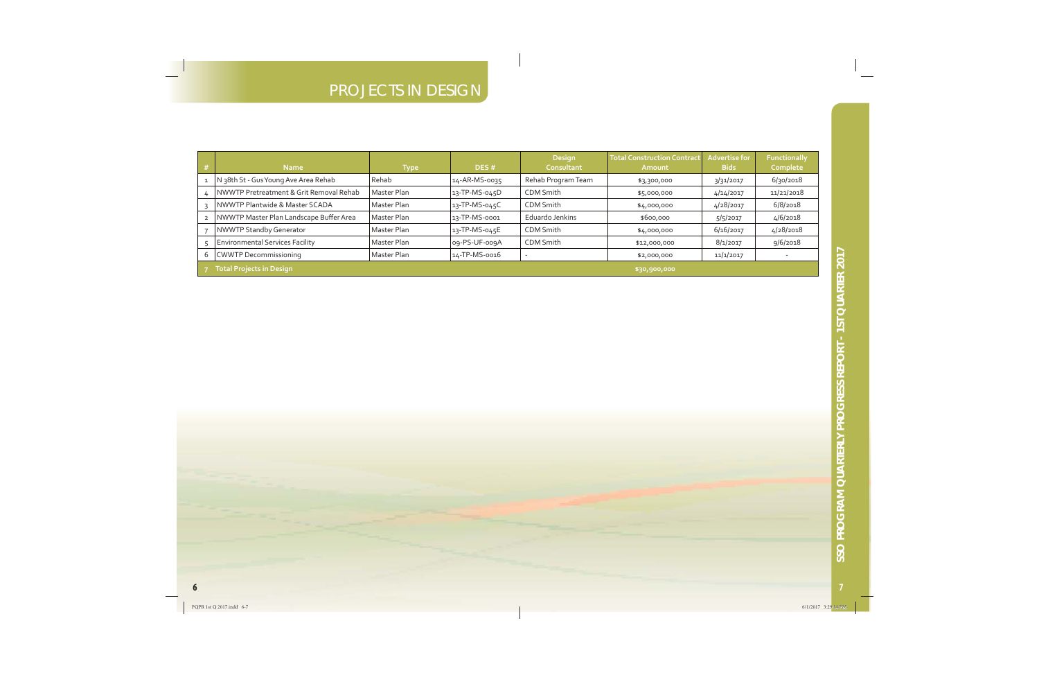# PROJECTS IN DESIGN

| # | Name | Type | DES # | Design Consultant | Total Construction Contract Amount | Advertise for Bids | Functionally Complete |
|---|---|---|---|---|---|---|---|
| 1 | N 38th St - Gus Young Ave Area Rehab | Rehab | 14-AR-MS-0035 | Rehab Program Team | $3,300,000 | 3/31/2017 | 6/30/2018 |
| 4 | NWWTP Pretreatment & Grit Removal Rehab | Master Plan | 13-TP-MS-045D | CDM Smith | $5,000,000 | 4/14/2017 | 11/21/2018 |
| 3 | NWWTP Plantwide & Master SCADA | Master Plan | 13-TP-MS-045C | CDM Smith | $4,000,000 | 4/28/2017 | 6/8/2018 |
| 2 | NWWTP Master Plan Landscape Buffer Area | Master Plan | 13-TP-MS-0001 | Eduardo Jenkins | $600,000 | 5/5/2017 | 4/6/2018 |
| 7 | NWWTP Standby Generator | Master Plan | 13-TP-MS-045E | CDM Smith | $4,000,000 | 6/16/2017 | 4/28/2018 |
| 5 | Environmental Services Facility | Master Plan | 09-PS-UF-009A | CDM Smith | $12,000,000 | 8/1/2017 | 9/6/2018 |
| 6 | CWWTP Decommissioning | Master Plan | 14-TP-MS-0016 | - | $2,000,000 | 11/1/2017 | - |
| 7 | Total Projects in Design | | | | $30,900,000 | | |

SSO PROGRAM QUARTERLY PROGRESS REPORT - 1ST QUARTER 2017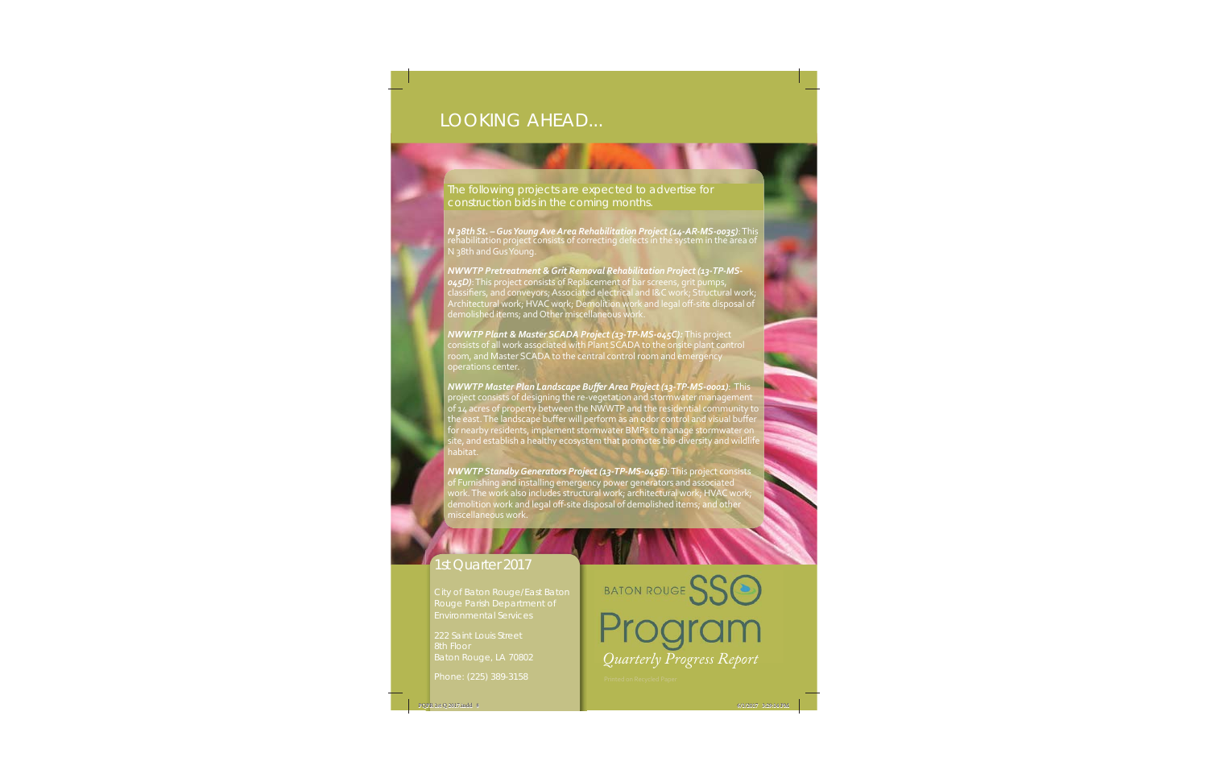# LOOKING AHEAD...

The following projects are expected to advertise for construction bids in the coming months.

***N 38th St. – Gus Young Ave Area Rehabilitation Project (14-AR-MS-0035)***: This rehabilitation project consists of correcting defects in the system in the area of N 38th and Gus Young.

***NWWTP Pretreatment & Grit Removal Rehabilitation Project (13-TP-MS-045D)***: This project consists of Replacement of bar screens, grit pumps, classifiers, and conveyors; Associated electrical and I&C work; Structural work; Architectural work; HVAC work; Demolition work and legal off-site disposal of demolished items; and Other miscellaneous work.

***NWWTP Plant & Master SCADA Project (13-TP-MS-045C)***: This project consists of all work associated with Plant SCADA to the onsite plant control room, and Master SCADA to the central control room and emergency operations center.

***NWWTP Master Plan Landscape Buffer Area Project (13-TP-MS-0001)***: This project consists of designing the re-vegetation and stormwater management of 14 acres of property between the NWWTP and the residential community to the east. The landscape buffer will perform as an odor control and visual buffer for nearby residents, implement stormwater BMPs to manage stormwater on site, and establish a healthy ecosystem that promotes bio-diversity and wildlife habitat.

***NWWTP Standby Generators Project (13-TP-MS-045E)***: This project consists of Furnishing and installing emergency power generators and associated work. The work also includes structural work; architectural work; HVAC work; demolition work and legal off-site disposal of demolished items; and other miscellaneous work.

## 1st Quarter 2017

City of Baton Rouge/East Baton Rouge Parish Department of Environmental Services

222 Saint Louis Street
8th Floor
Baton Rouge, LA 70802

Phone: (225) 389-3158

BATON ROUGE SSO Program
*Quarterly Progress Report*

Printed on Recycled Paper